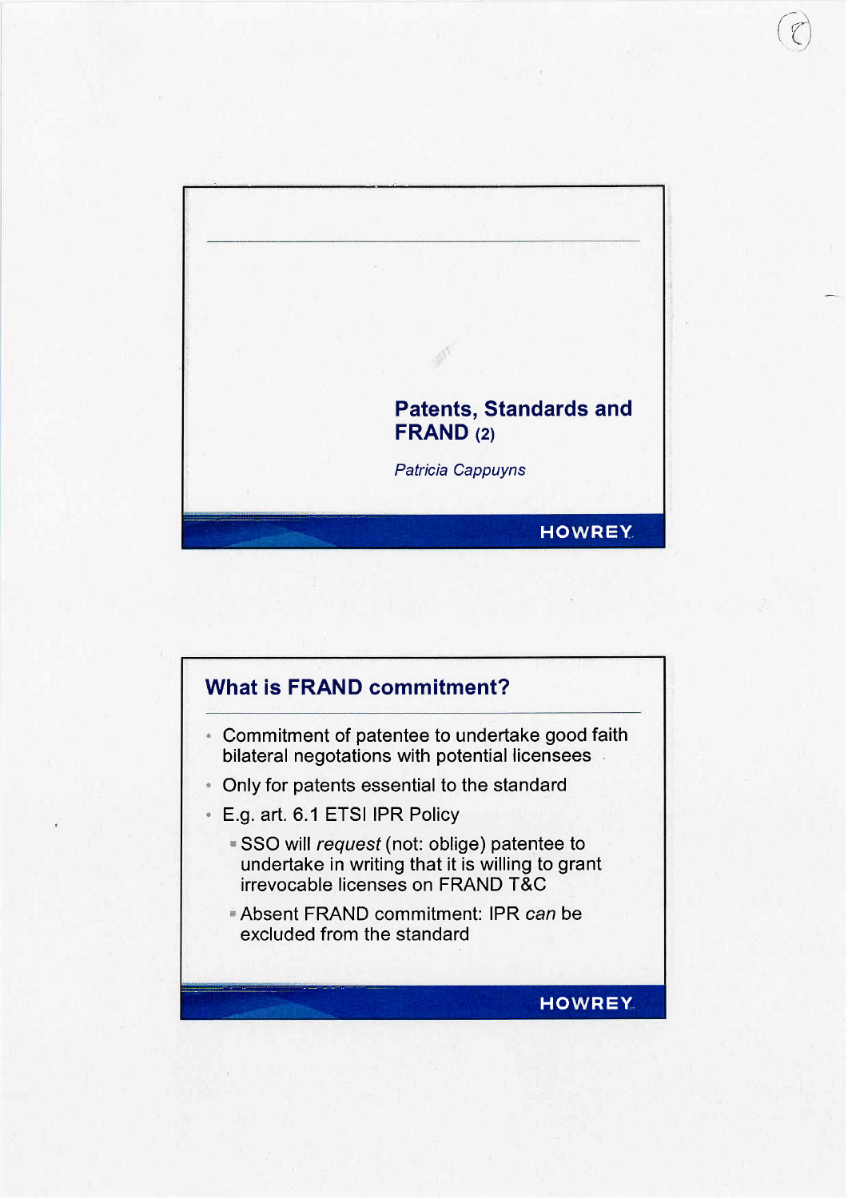# Patents, Standards and FRAND (2)

*Patricia Cappuyns*

HOWREY

## What is FRAND commitment?

- Commitment of patentee to undertake good faith bilateral negotiations with potential licensees
- Only for patents essential to the standard
- E.g. art. 6.1 ETSI IPR Policy
  - SSO will *request* (not: oblige) patentee to undertake in writing that it is willing to grant irrevocable licenses on FRAND T&C
  - Absent FRAND commitment: IPR *can* be excluded from the standard

HOWREY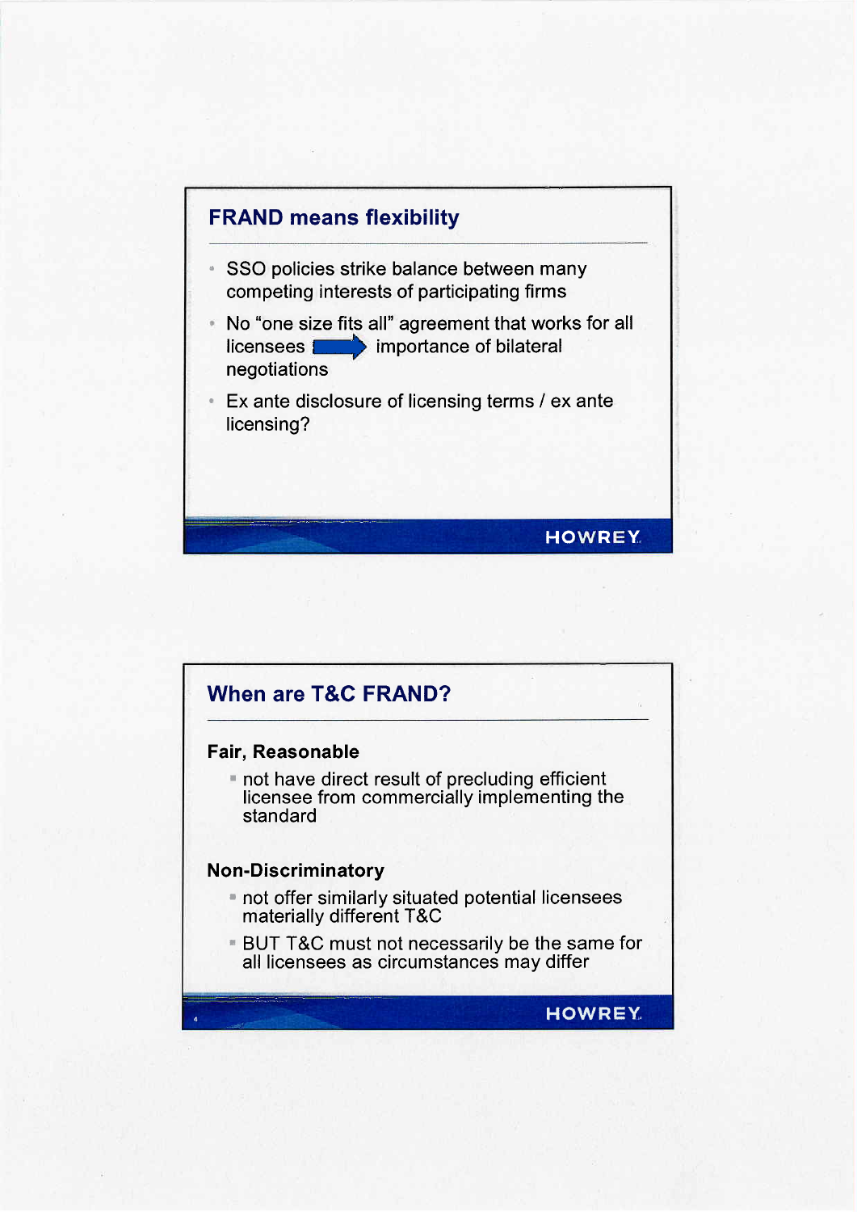## FRAND means flexibility

- SSO policies strike balance between many competing interests of participating firms
- No "one size fits all" agreement that works for all licensees → importance of bilateral negotiations
- Ex ante disclosure of licensing terms / ex ante licensing?

## When are T&C FRAND?

**Fair, Reasonable**

- not have direct result of precluding efficient licensee from commercially implementing the standard

**Non-Discriminatory**

- not offer similarly situated potential licensees materially different T&C
- BUT T&C must not necessarily be the same for all licensees as circumstances may differ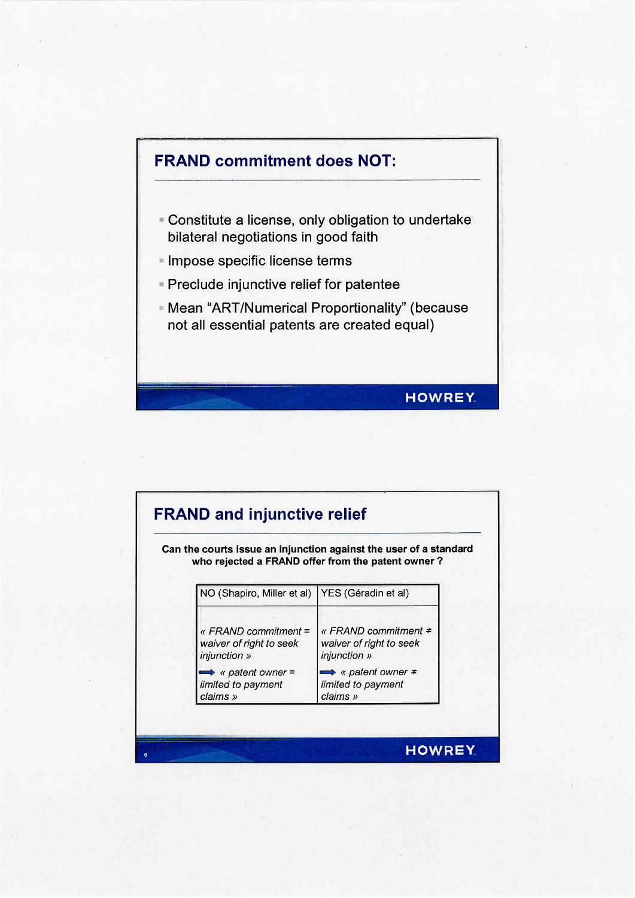## FRAND commitment does NOT:

- Constitute a license, only obligation to undertake bilateral negotiations in good faith
- Impose specific license terms
- Preclude injunctive relief for patentee
- Mean “ART/Numerical Proportionality” (because not all essential patents are created equal)

## FRAND and injunctive relief

**Can the courts issue an injunction against the user of a standard who rejected a FRAND offer from the patent owner ?**

| NO (Shapiro, Miller et al) | YES (Géradin et al) |
|---|---|
| *« FRAND commitment = waiver of right to seek injunction »*<br>➡ *« patent owner = limited to payment claims »* | *« FRAND commitment ≠ waiver of right to seek injunction »*<br>➡ *« patent owner ≠ limited to payment claims »* |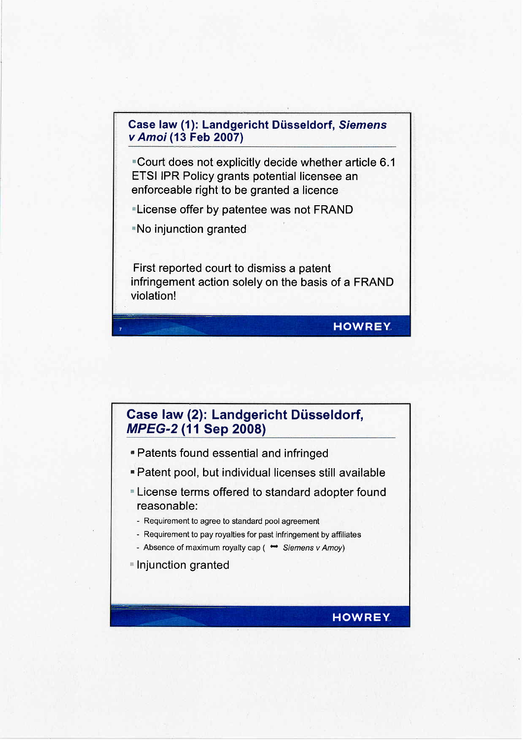## Case law (1): Landgericht Düsseldorf, *Siemens v Amoi* (13 Feb 2007)

- Court does not explicitly decide whether article 6.1 ETSI IPR Policy grants potential licensee an enforceable right to be granted a licence
- License offer by patentee was not FRAND
- No injunction granted

First reported court to dismiss a patent infringement action solely on the basis of a FRAND violation!

HOWREY

## Case law (2): Landgericht Düsseldorf, *MPEG-2* (11 Sep 2008)

- Patents found essential and infringed
- Patent pool, but individual licenses still available
- License terms offered to standard adopter found reasonable:
  - Requirement to agree to standard pool agreement
  - Requirement to pay royalties for past infringement by affiliates
  - Absence of maximum royalty cap ( ↔ *Siemens v Amoy*)
- Injunction granted

HOWREY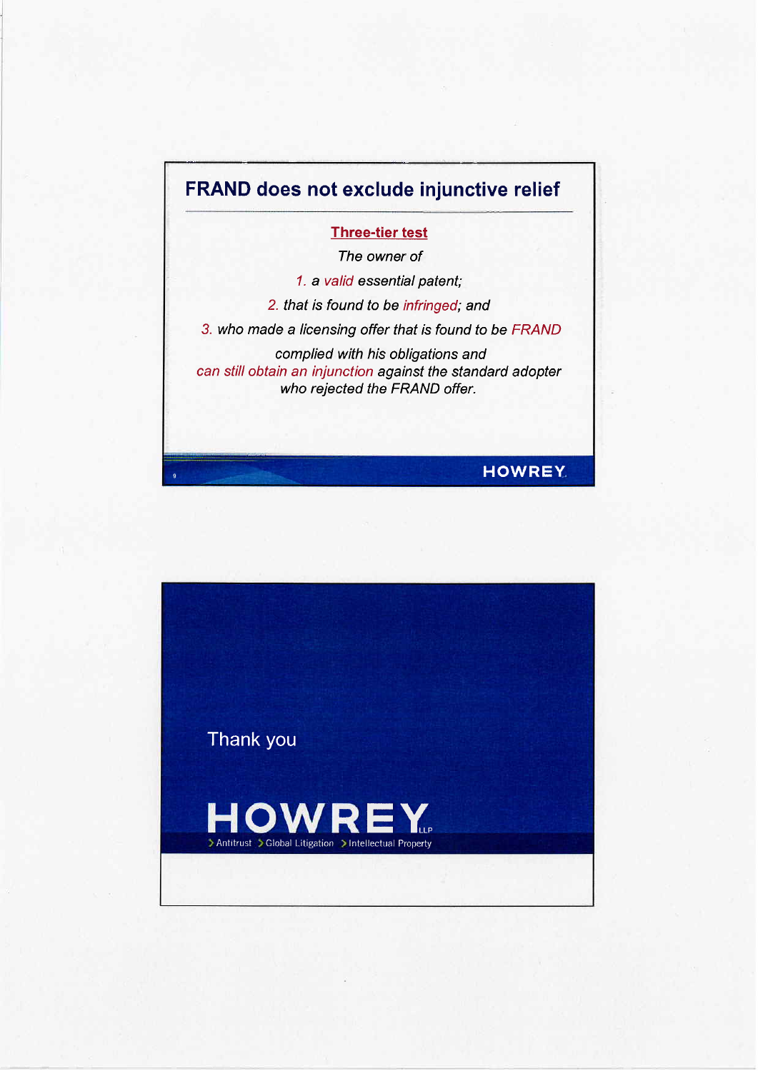## FRAND does not exclude injunctive relief

**Three-tier test**

*The owner of*

*1. a valid essential patent;*

*2. that is found to be infringed; and*

*3. who made a licensing offer that is found to be FRAND*

*complied with his obligations and can still obtain an injunction against the standard adopter who rejected the FRAND offer.*

HOWREY

---

Thank you

HOWREY LLP

> Antitrust > Global Litigation > Intellectual Property